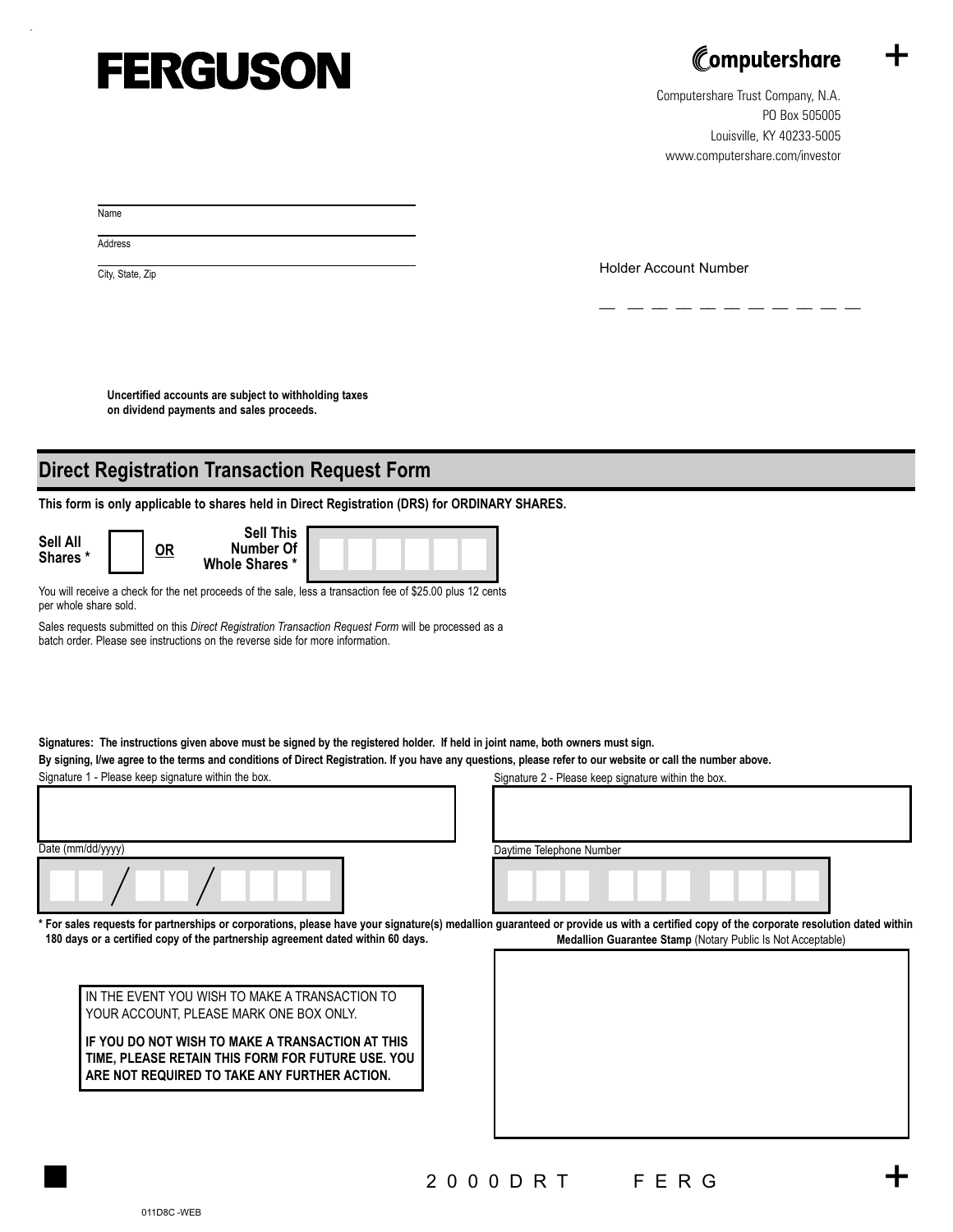# FERGUSON

Computershare

Computershare Trust Company, N.A.
PO Box 505005
Louisville, KY 40233-5005
www.computershare.com/investor

Name

Address

City, State, Zip

Holder Account Number

\_ \_ \_ \_ \_ \_ \_ \_ \_ \_ \_ \_

**Uncertified accounts are subject to withholding taxes on dividend payments and sales proceeds.**

## Direct Registration Transaction Request Form

**This form is only applicable to shares held in Direct Registration (DRS) for ORDINARY SHARES.**

**Sell All Shares *** ☐ **OR** **Sell This Number Of Whole Shares *** ☐☐☐☐☐☐

You will receive a check for the net proceeds of the sale, less a transaction fee of $25.00 plus 12 cents per whole share sold.

Sales requests submitted on this *Direct Registration Transaction Request Form* will be processed as a batch order. Please see instructions on the reverse side for more information.

**Signatures: The instructions given above must be signed by the registered holder. If held in joint name, both owners must sign.**

**By signing, I/we agree to the terms and conditions of Direct Registration. If you have any questions, please refer to our website or call the number above.**

Signature 1 - Please keep signature within the box.

Signature 2 - Please keep signature within the box.

Date (mm/dd/yyyy)

☐☐ / ☐☐ / ☐☐☐☐

Daytime Telephone Number

☐☐☐ ☐☐☐ ☐☐☐☐

**\* For sales requests for partnerships or corporations, please have your signature(s) medallion guaranteed or provide us with a certified copy of the corporate resolution dated within 180 days or a certified copy of the partnership agreement dated within 60 days.**

**Medallion Guarantee Stamp** (Notary Public Is Not Acceptable)

IN THE EVENT YOU WISH TO MAKE A TRANSACTION TO YOUR ACCOUNT, PLEASE MARK ONE BOX ONLY.

**IF YOU DO NOT WISH TO MAKE A TRANSACTION AT THIS TIME, PLEASE RETAIN THIS FORM FOR FUTURE USE. YOU ARE NOT REQUIRED TO TAKE ANY FURTHER ACTION.**

2 0 0 0 D R T F E R G

011D8C -WEB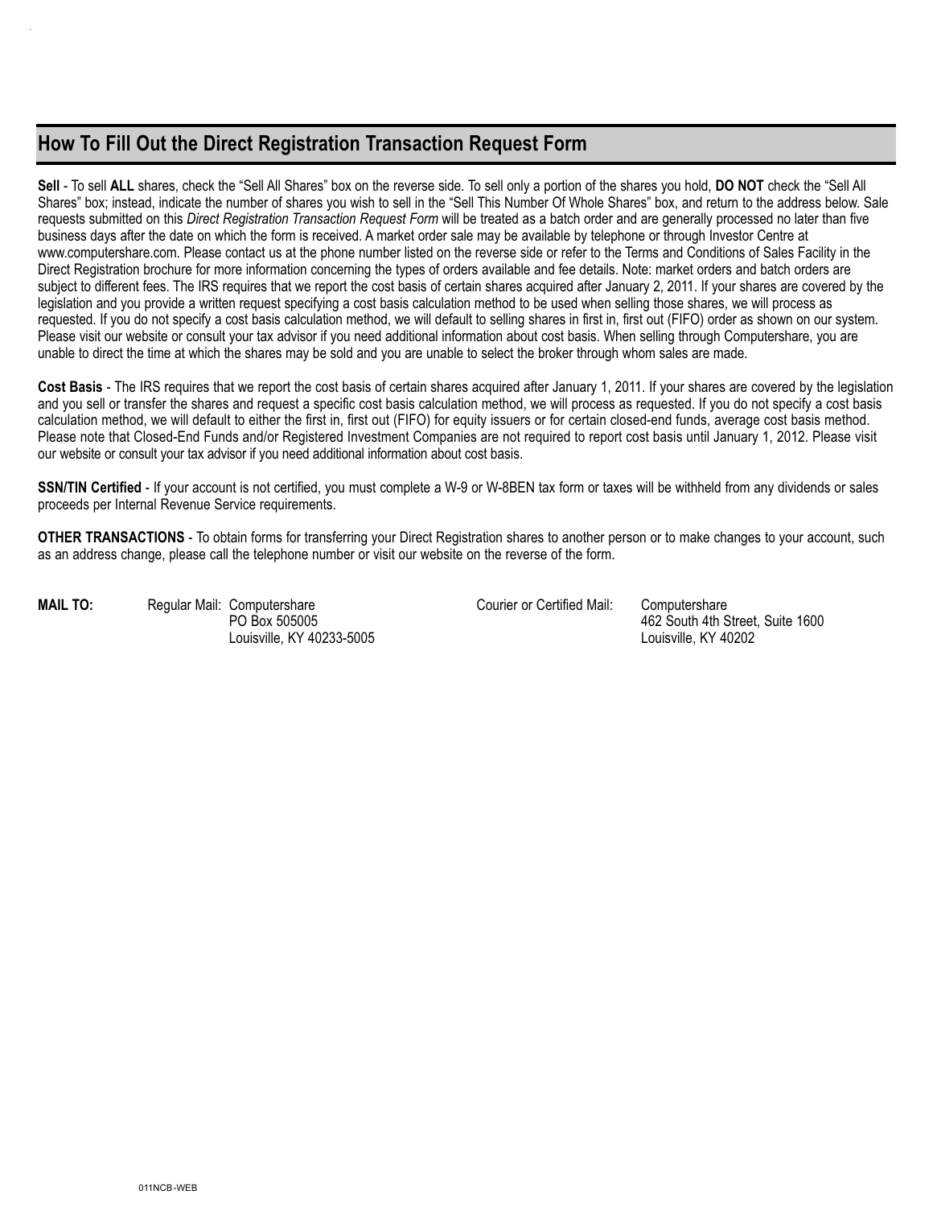## How To Fill Out the Direct Registration Transaction Request Form

**Sell** - To sell **ALL** shares, check the "Sell All Shares" box on the reverse side. To sell only a portion of the shares you hold, **DO NOT** check the "Sell All Shares" box; instead, indicate the number of shares you wish to sell in the "Sell This Number Of Whole Shares" box, and return to the address below. Sale requests submitted on this *Direct Registration Transaction Request Form* will be treated as a batch order and are generally processed no later than five business days after the date on which the form is received. A market order sale may be available by telephone or through Investor Centre at www.computershare.com. Please contact us at the phone number listed on the reverse side or refer to the Terms and Conditions of Sales Facility in the Direct Registration brochure for more information concerning the types of orders available and fee details. Note: market orders and batch orders are subject to different fees. The IRS requires that we report the cost basis of certain shares acquired after January 2, 2011. If your shares are covered by the legislation and you provide a written request specifying a cost basis calculation method to be used when selling those shares, we will process as requested. If you do not specify a cost basis calculation method, we will default to selling shares in first in, first out (FIFO) order as shown on our system. Please visit our website or consult your tax advisor if you need additional information about cost basis. When selling through Computershare, you are unable to direct the time at which the shares may be sold and you are unable to select the broker through whom sales are made.

**Cost Basis** - The IRS requires that we report the cost basis of certain shares acquired after January 1, 2011. If your shares are covered by the legislation and you sell or transfer the shares and request a specific cost basis calculation method, we will process as requested. If you do not specify a cost basis calculation method, we will default to either the first in, first out (FIFO) for equity issuers or for certain closed-end funds, average cost basis method. Please note that Closed-End Funds and/or Registered Investment Companies are not required to report cost basis until January 1, 2012. Please visit our website or consult your tax advisor if you need additional information about cost basis.

**SSN/TIN Certified** - If your account is not certified, you must complete a W-9 or W-8BEN tax form or taxes will be withheld from any dividends or sales proceeds per Internal Revenue Service requirements.

**OTHER TRANSACTIONS** - To obtain forms for transferring your Direct Registration shares to another person or to make changes to your account, such as an address change, please call the telephone number or visit our website on the reverse of the form.

**MAIL TO:**

Regular Mail:
Computershare
PO Box 505005
Louisville, KY 40233-5005

Courier or Certified Mail:
Computershare
462 South 4th Street, Suite 1600
Louisville, KY 40202

011NCB-WEB